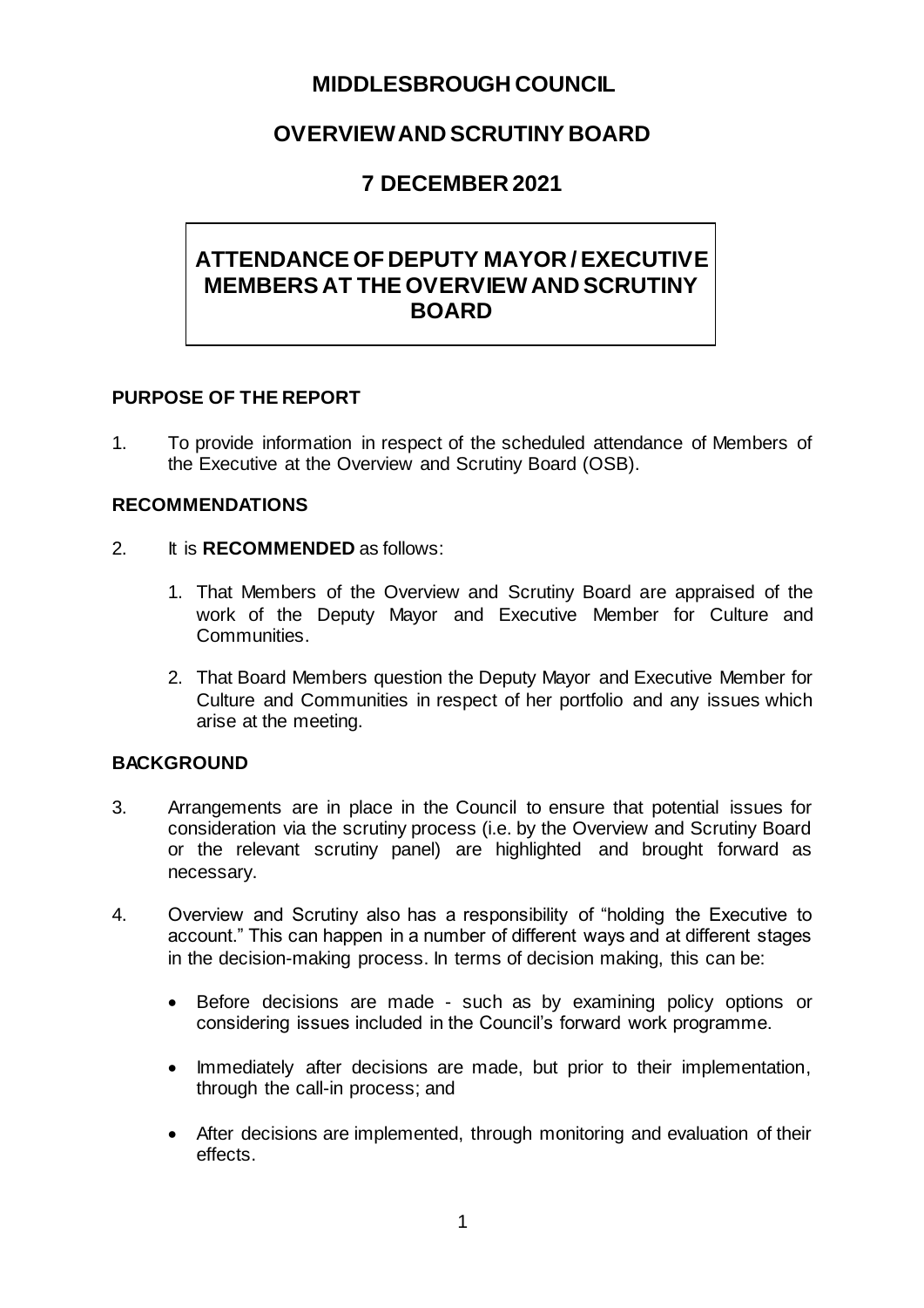# MIDDLESBROUGH COUNCIL

## OVERVIEW AND SCRUTINY BOARD

## 7 DECEMBER 2021

## ATTENDANCE OF DEPUTY MAYOR / EXECUTIVE MEMBERS AT THE OVERVIEW AND SCRUTINY BOARD

### PURPOSE OF THE REPORT

1. To provide information in respect of the scheduled attendance of Members of the Executive at the Overview and Scrutiny Board (OSB).

### RECOMMENDATIONS

2. It is **RECOMMENDED** as follows:

   1. That Members of the Overview and Scrutiny Board are appraised of the work of the Deputy Mayor and Executive Member for Culture and Communities.

   2. That Board Members question the Deputy Mayor and Executive Member for Culture and Communities in respect of her portfolio and any issues which arise at the meeting.

### BACKGROUND

3. Arrangements are in place in the Council to ensure that potential issues for consideration via the scrutiny process (i.e. by the Overview and Scrutiny Board or the relevant scrutiny panel) are highlighted and brought forward as necessary.

4. Overview and Scrutiny also has a responsibility of "holding the Executive to account." This can happen in a number of different ways and at different stages in the decision-making process. In terms of decision making, this can be:

   - Before decisions are made - such as by examining policy options or considering issues included in the Council's forward work programme.

   - Immediately after decisions are made, but prior to their implementation, through the call-in process; and

   - After decisions are implemented, through monitoring and evaluation of their effects.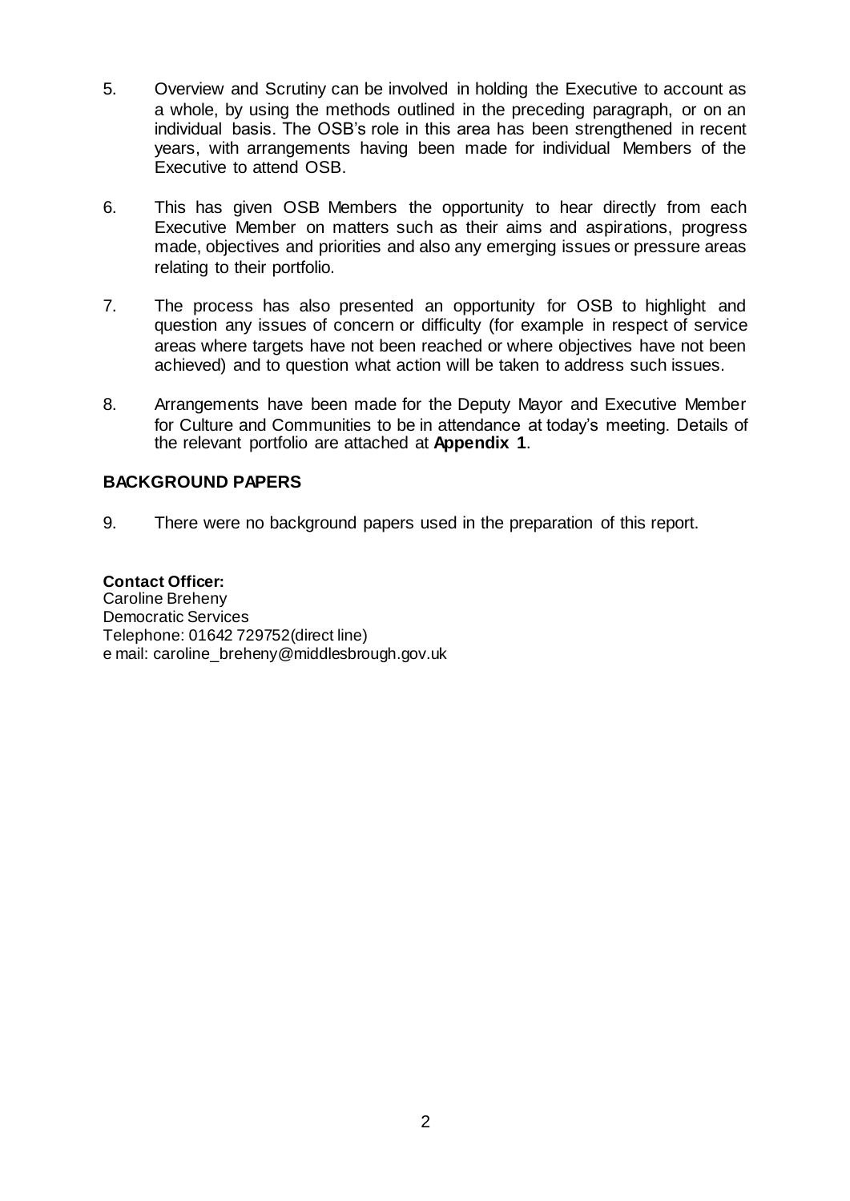5. Overview and Scrutiny can be involved in holding the Executive to account as a whole, by using the methods outlined in the preceding paragraph, or on an individual basis. The OSB's role in this area has been strengthened in recent years, with arrangements having been made for individual Members of the Executive to attend OSB.

6. This has given OSB Members the opportunity to hear directly from each Executive Member on matters such as their aims and aspirations, progress made, objectives and priorities and also any emerging issues or pressure areas relating to their portfolio.

7. The process has also presented an opportunity for OSB to highlight and question any issues of concern or difficulty (for example in respect of service areas where targets have not been reached or where objectives have not been achieved) and to question what action will be taken to address such issues.

8. Arrangements have been made for the Deputy Mayor and Executive Member for Culture and Communities to be in attendance at today's meeting. Details of the relevant portfolio are attached at **Appendix 1**.

## BACKGROUND PAPERS

9. There were no background papers used in the preparation of this report.

**Contact Officer:**
Caroline Breheny
Democratic Services
Telephone: 01642 729752(direct line)
e mail: caroline_breheny@middlesbrough.gov.uk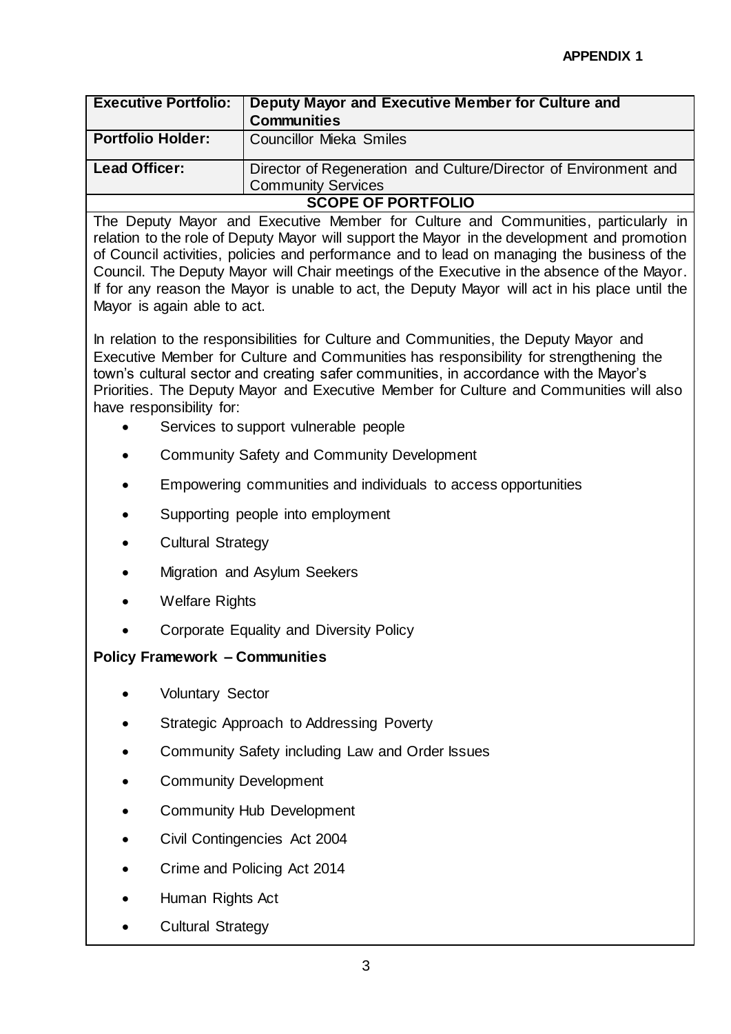**APPENDIX 1**

| **Executive Portfolio:** | **Deputy Mayor and Executive Member for Culture and Communities** |
| --- | --- |
| **Portfolio Holder:** | Councillor Mieka Smiles |
| **Lead Officer:** | Director of Regeneration and Culture/Director of Environment and Community Services |

**SCOPE OF PORTFOLIO**

The Deputy Mayor and Executive Member for Culture and Communities, particularly in relation to the role of Deputy Mayor will support the Mayor in the development and promotion of Council activities, policies and performance and to lead on managing the business of the Council. The Deputy Mayor will Chair meetings of the Executive in the absence of the Mayor. If for any reason the Mayor is unable to act, the Deputy Mayor will act in his place until the Mayor is again able to act.

In relation to the responsibilities for Culture and Communities, the Deputy Mayor and Executive Member for Culture and Communities has responsibility for strengthening the town's cultural sector and creating safer communities, in accordance with the Mayor's Priorities. The Deputy Mayor and Executive Member for Culture and Communities will also have responsibility for:

- Services to support vulnerable people
- Community Safety and Community Development
- Empowering communities and individuals to access opportunities
- Supporting people into employment
- Cultural Strategy
- Migration and Asylum Seekers
- Welfare Rights
- Corporate Equality and Diversity Policy

**Policy Framework – Communities**

- Voluntary Sector
- Strategic Approach to Addressing Poverty
- Community Safety including Law and Order Issues
- Community Development
- Community Hub Development
- Civil Contingencies Act 2004
- Crime and Policing Act 2014
- Human Rights Act
- Cultural Strategy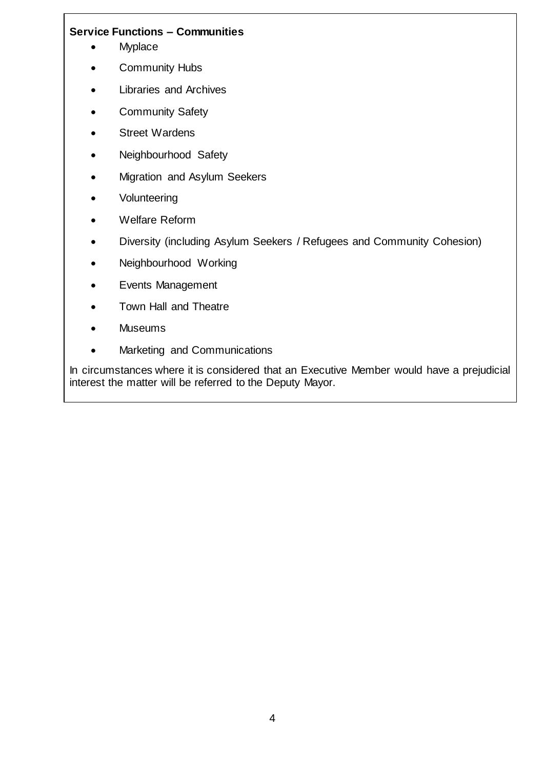**Service Functions – Communities**

- Myplace
- Community Hubs
- Libraries and Archives
- Community Safety
- Street Wardens
- Neighbourhood Safety
- Migration and Asylum Seekers
- Volunteering
- Welfare Reform
- Diversity (including Asylum Seekers / Refugees and Community Cohesion)
- Neighbourhood Working
- Events Management
- Town Hall and Theatre
- Museums
- Marketing and Communications

In circumstances where it is considered that an Executive Member would have a prejudicial interest the matter will be referred to the Deputy Mayor.